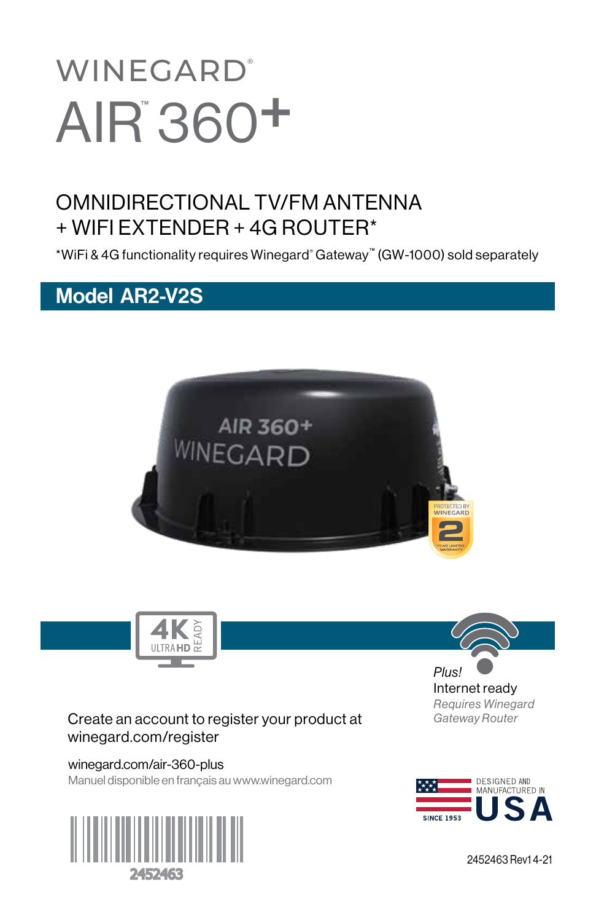# WINEGARD®

# AIR™ 360+

## OMNIDIRECTIONAL TV/FM ANTENNA + WIFI EXTENDER + 4G ROUTER*

*WiFi & 4G functionality requires Winegard® Gateway™ (GW-1000) sold separately

## Model AR2-V2S

*Plus!*
Internet ready
*Requires Winegard Gateway Router*

Create an account to register your product at winegard.com/register

winegard.com/air-360-plus

Manuel disponible en français au www.winegard.com

2452463

DESIGNED AND MANUFACTURED IN USA SINCE 1953

2452463 Rev1 4-21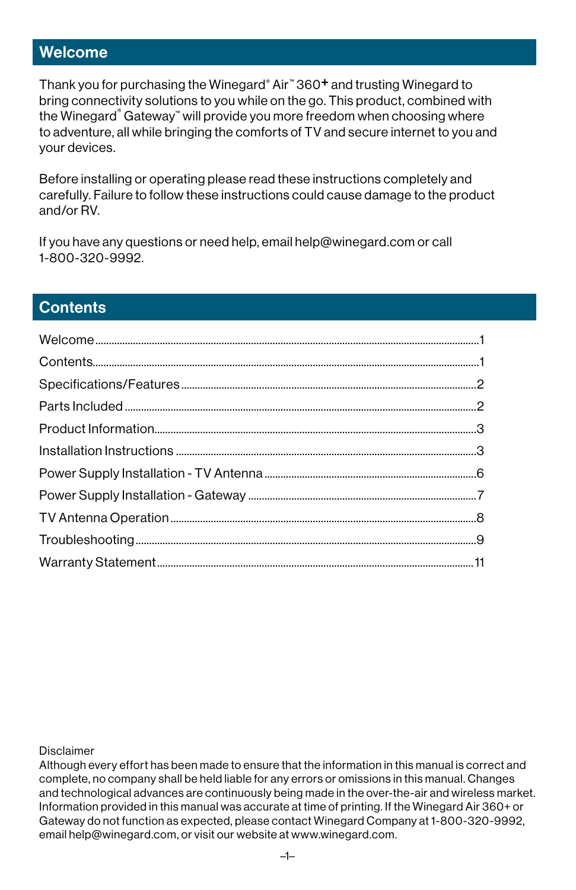## Welcome

Thank you for purchasing the Winegard® Air™ 360+ and trusting Winegard to bring connectivity solutions to you while on the go. This product, combined with the Winegard® Gateway™ will provide you more freedom when choosing where to adventure, all while bringing the comforts of TV and secure internet to you and your devices.

Before installing or operating please read these instructions completely and carefully. Failure to follow these instructions could cause damage to the product and/or RV.

If you have any questions or need help, email help@winegard.com or call 1-800-320-9992.

## Contents

| Section | Page |
|---|---|
| Welcome | 1 |
| Contents | 1 |
| Specifications/Features | 2 |
| Parts Included | 2 |
| Product Information | 3 |
| Installation Instructions | 3 |
| Power Supply Installation - TV Antenna | 6 |
| Power Supply Installation - Gateway | 7 |
| TV Antenna Operation | 8 |
| Troubleshooting | 9 |
| Warranty Statement | 11 |

Disclaimer
Although every effort has been made to ensure that the information in this manual is correct and complete, no company shall be held liable for any errors or omissions in this manual. Changes and technological advances are continuously being made in the over-the-air and wireless market. Information provided in this manual was accurate at time of printing. If the Winegard Air 360+ or Gateway do not function as expected, please contact Winegard Company at 1-800-320-9992, email help@winegard.com, or visit our website at www.winegard.com.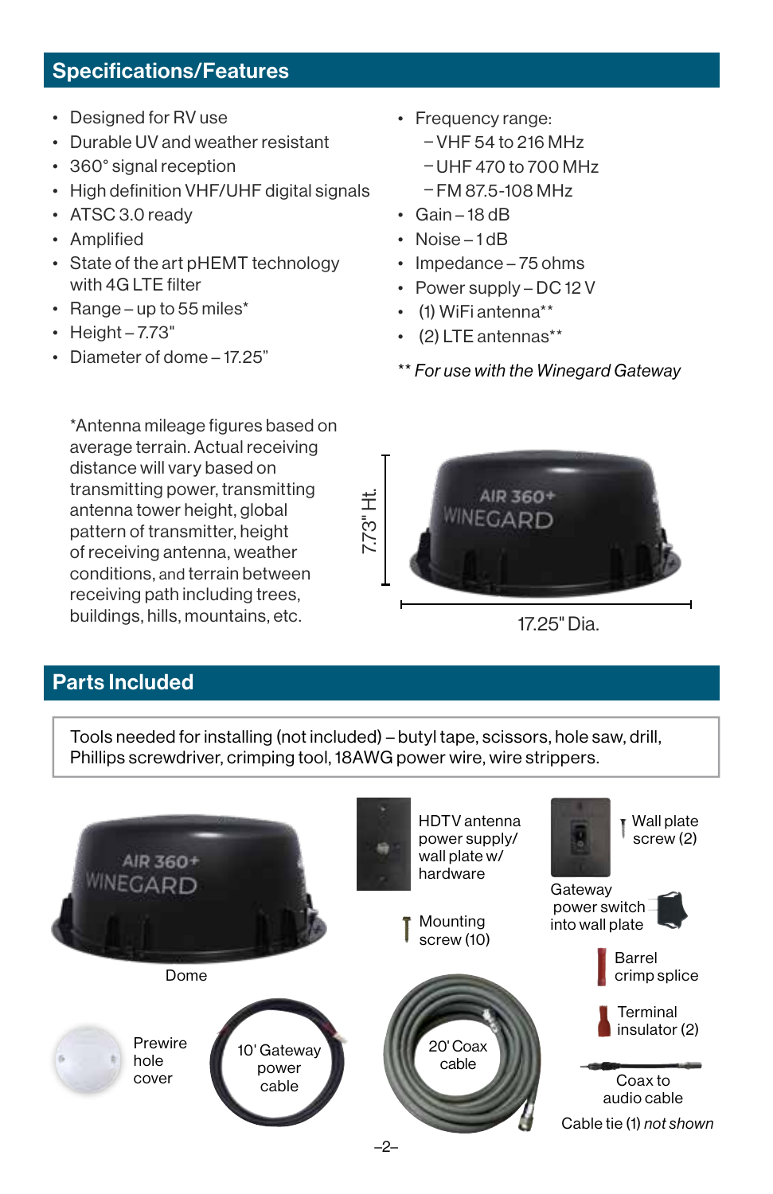## Specifications/Features

- Designed for RV use
- Durable UV and weather resistant
- 360° signal reception
- High definition VHF/UHF digital signals
- ATSC 3.0 ready
- Amplified
- State of the art pHEMT technology with 4G LTE filter
- Range – up to 55 miles*
- Height – 7.73"
- Diameter of dome – 17.25"
- Frequency range:
  - VHF 54 to 216 MHz
  - UHF 470 to 700 MHz
  - FM 87.5-108 MHz
- Gain – 18 dB
- Noise – 1 dB
- Impedance – 75 ohms
- Power supply – DC 12 V
- (1) WiFi antenna**
- (2) LTE antennas**

*** For use with the Winegard Gateway*

*Antenna mileage figures based on average terrain. Actual receiving distance will vary based on transmitting power, transmitting antenna tower height, global pattern of transmitter, height of receiving antenna, weather conditions, and terrain between receiving path including trees, buildings, hills, mountains, etc.

7.73" Ht.

17.25" Dia.

## Parts Included

Tools needed for installing (not included) – butyl tape, scissors, hole saw, drill, Phillips screwdriver, crimping tool, 18AWG power wire, wire strippers.

- Dome
- HDTV antenna power supply/wall plate w/ hardware
- Wall plate screw (2)
- Gateway power switch into wall plate
- Mounting screw (10)
- Barrel crimp splice
- Terminal insulator (2)
- Prewire hole cover
- 10' Gateway power cable
- 20' Coax cable
- Coax to audio cable
- Cable tie (1) *not shown*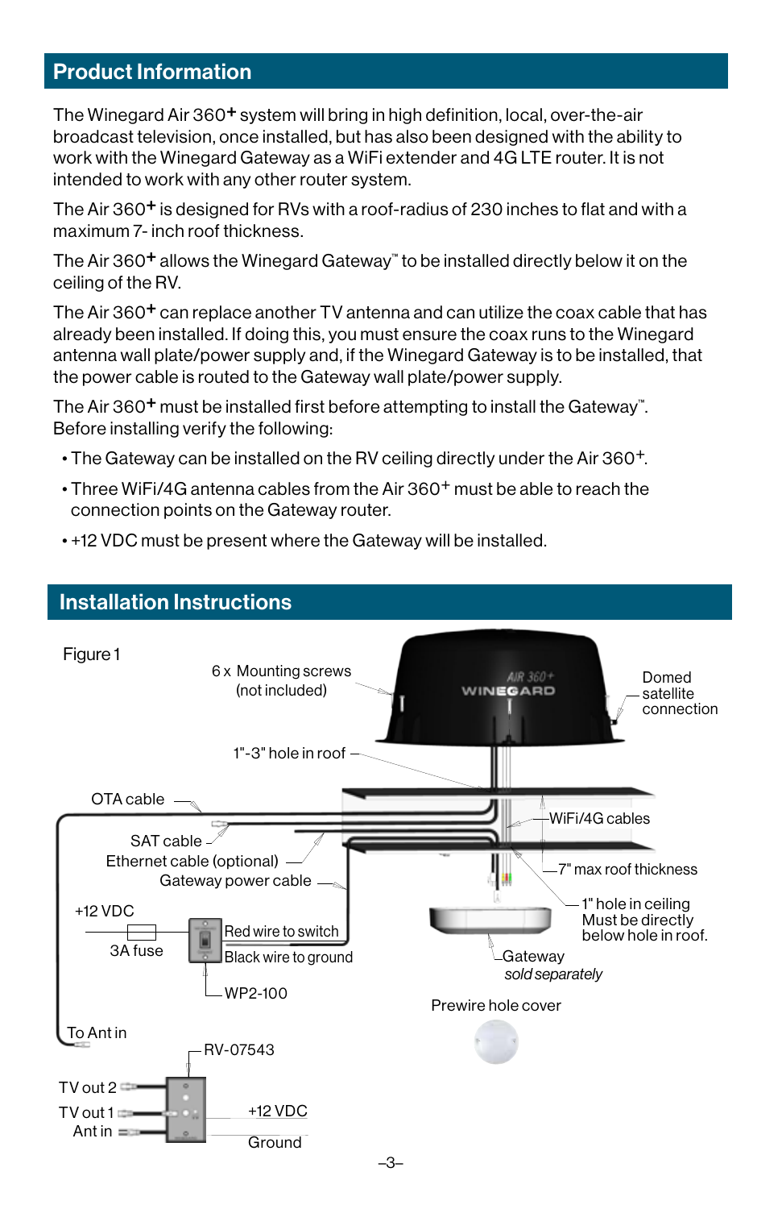## Product Information

The Winegard Air 360+ system will bring in high definition, local, over-the-air broadcast television, once installed, but has also been designed with the ability to work with the Winegard Gateway as a WiFi extender and 4G LTE router. It is not intended to work with any other router system.

The Air 360+ is designed for RVs with a roof-radius of 230 inches to flat and with a maximum 7- inch roof thickness.

The Air 360+ allows the Winegard Gateway™ to be installed directly below it on the ceiling of the RV.

The Air 360+ can replace another TV antenna and can utilize the coax cable that has already been installed. If doing this, you must ensure the coax runs to the Winegard antenna wall plate/power supply and, if the Winegard Gateway is to be installed, that the power cable is routed to the Gateway wall plate/power supply.

The Air 360+ must be installed first before attempting to install the Gateway™. Before installing verify the following:

- The Gateway can be installed on the RV ceiling directly under the Air 360+.
- Three WiFi/4G antenna cables from the Air 360+ must be able to reach the connection points on the Gateway router.
- +12 VDC must be present where the Gateway will be installed.

## Installation Instructions

Figure 1

6 x Mounting screws (not included)

Domed satellite connection

1"-3" hole in roof

OTA cable

WiFi/4G cables

SAT cable

Ethernet cable (optional)

Gateway power cable

7" max roof thickness

+12 VDC

3A fuse

Red wire to switch

Black wire to ground

1" hole in ceiling Must be directly below hole in roof.

Gateway *sold separately*

WP2-100

Prewire hole cover

To Ant in

RV-07543

TV out 2

TV out 1

Ant in

+12 VDC

Ground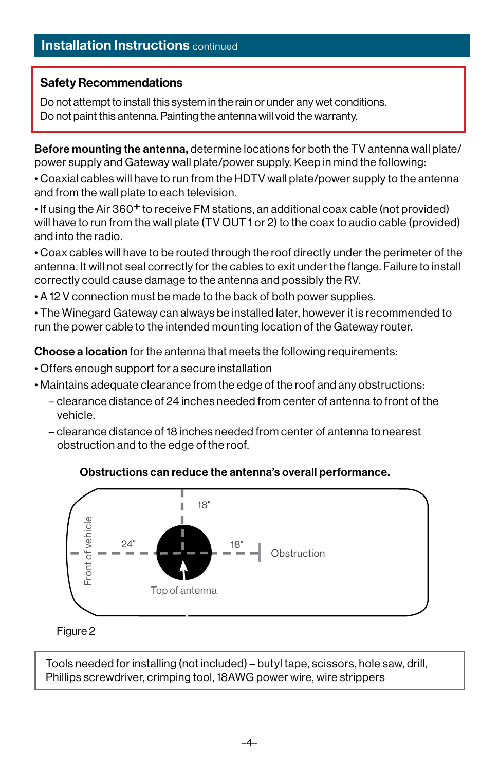## Installation Instructions continued

### Safety Recommendations

Do not attempt to install this system in the rain or under any wet conditions.
Do not paint this antenna. Painting the antenna will void the warranty.

**Before mounting the antenna,** determine locations for both the TV antenna wall plate/power supply and Gateway wall plate/power supply. Keep in mind the following:

- Coaxial cables will have to run from the HDTV wall plate/power supply to the antenna and from the wall plate to each television.
- If using the Air 360+ to receive FM stations, an additional coax cable (not provided) will have to run from the wall plate (TV OUT 1 or 2) to the coax to audio cable (provided) and into the radio.
- Coax cables will have to be routed through the roof directly under the perimeter of the antenna. It will not seal correctly for the cables to exit under the flange. Failure to install correctly could cause damage to the antenna and possibly the RV.
- A 12 V connection must be made to the back of both power supplies.
- The Winegard Gateway can always be installed later, however it is recommended to run the power cable to the intended mounting location of the Gateway router.

**Choose a location** for the antenna that meets the following requirements:

- Offers enough support for a secure installation
- Maintains adequate clearance from the edge of the roof and any obstructions:
  - clearance distance of 24 inches needed from center of antenna to front of the vehicle.
  - clearance distance of 18 inches needed from center of antenna to nearest obstruction and to the edge of the roof.

**Obstructions can reduce the antenna's overall performance.**

Front of vehicle — 24" — Top of antenna — 18" — Obstruction; 18" to edge of roof

Figure 2

Tools needed for installing (not included) – butyl tape, scissors, hole saw, drill, Phillips screwdriver, crimping tool, 18AWG power wire, wire strippers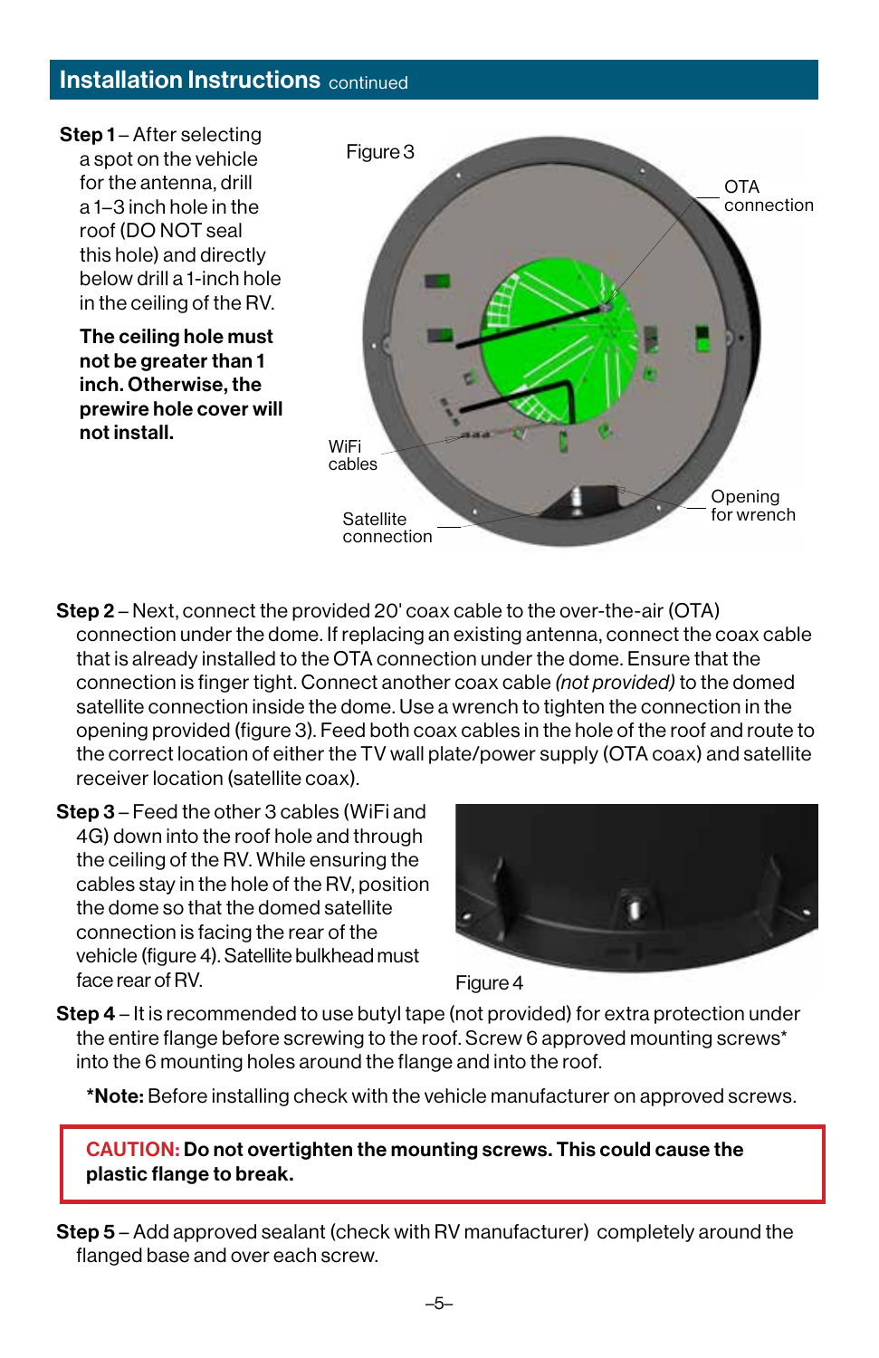## Installation Instructions continued

**Step 1** – After selecting a spot on the vehicle for the antenna, drill a 1–3 inch hole in the roof (DO NOT seal this hole) and directly below drill a 1-inch hole in the ceiling of the RV.

**The ceiling hole must not be greater than 1 inch. Otherwise, the prewire hole cover will not install.**

Figure 3

OTA connection

WiFi cables

Satellite connection

Opening for wrench

**Step 2** – Next, connect the provided 20' coax cable to the over-the-air (OTA) connection under the dome. If replacing an existing antenna, connect the coax cable that is already installed to the OTA connection under the dome. Ensure that the connection is finger tight. Connect another coax cable *(not provided)* to the domed satellite connection inside the dome. Use a wrench to tighten the connection in the opening provided (figure 3). Feed both coax cables in the hole of the roof and route to the correct location of either the TV wall plate/power supply (OTA coax) and satellite receiver location (satellite coax).

**Step 3** – Feed the other 3 cables (WiFi and 4G) down into the roof hole and through the ceiling of the RV. While ensuring the cables stay in the hole of the RV, position the dome so that the domed satellite connection is facing the rear of the vehicle (figure 4). Satellite bulkhead must face rear of RV.

Figure 4

**Step 4** – It is recommended to use butyl tape (not provided) for extra protection under the entire flange before screwing to the roof. Screw 6 approved mounting screws* into the 6 mounting holes around the flange and into the roof.

***Note:** Before installing check with the vehicle manufacturer on approved screws.

**CAUTION: Do not overtighten the mounting screws. This could cause the plastic flange to break.**

**Step 5** – Add approved sealant (check with RV manufacturer) completely around the flanged base and over each screw.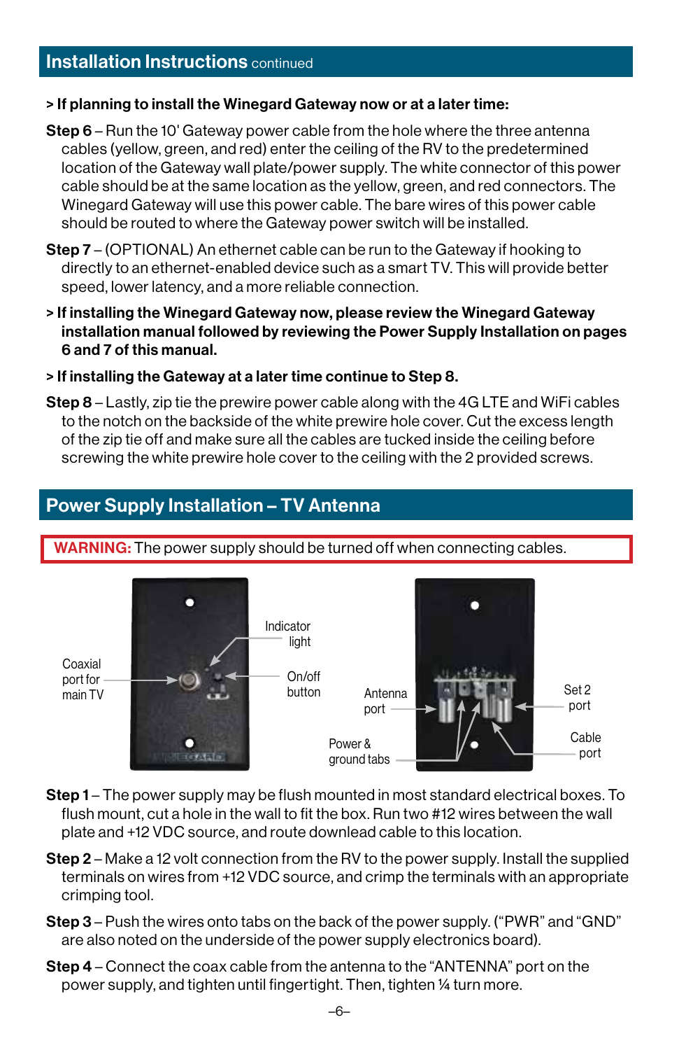## Installation Instructions continued

**> If planning to install the Winegard Gateway now or at a later time:**

**Step 6** – Run the 10' Gateway power cable from the hole where the three antenna cables (yellow, green, and red) enter the ceiling of the RV to the predetermined location of the Gateway wall plate/power supply. The white connector of this power cable should be at the same location as the yellow, green, and red connectors. The Winegard Gateway will use this power cable. The bare wires of this power cable should be routed to where the Gateway power switch will be installed.

**Step 7** – (OPTIONAL) An ethernet cable can be run to the Gateway if hooking to directly to an ethernet-enabled device such as a smart TV. This will provide better speed, lower latency, and a more reliable connection.

**> If installing the Winegard Gateway now, please review the Winegard Gateway installation manual followed by reviewing the Power Supply Installation on pages 6 and 7 of this manual.**

**> If installing the Gateway at a later time continue to Step 8.**

**Step 8** – Lastly, zip tie the prewire power cable along with the 4G LTE and WiFi cables to the notch on the backside of the white prewire hole cover. Cut the excess length of the zip tie off and make sure all the cables are tucked inside the ceiling before screwing the white prewire hole cover to the ceiling with the 2 provided screws.

## Power Supply Installation – TV Antenna

**WARNING:** The power supply should be turned off when connecting cables.

Coaxial port for main TV — Indicator light — On/off button — Antenna port — Power & ground tabs — Set 2 port — Cable port

**Step 1** – The power supply may be flush mounted in most standard electrical boxes. To flush mount, cut a hole in the wall to fit the box. Run two #12 wires between the wall plate and +12 VDC source, and route download cable to this location.

**Step 2** – Make a 12 volt connection from the RV to the power supply. Install the supplied terminals on wires from +12 VDC source, and crimp the terminals with an appropriate crimping tool.

**Step 3** – Push the wires onto tabs on the back of the power supply. ("PWR" and "GND" are also noted on the underside of the power supply electronics board).

**Step 4** – Connect the coax cable from the antenna to the "ANTENNA" port on the power supply, and tighten until fingertight. Then, tighten ¼ turn more.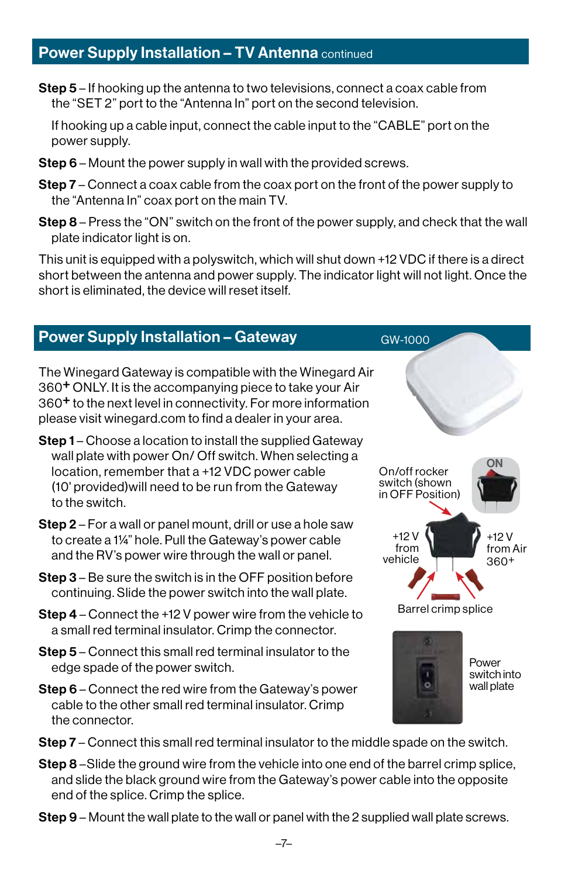## Power Supply Installation – TV Antenna continued

**Step 5** – If hooking up the antenna to two televisions, connect a coax cable from the "SET 2" port to the "Antenna In" port on the second television.

If hooking up a cable input, connect the cable input to the "CABLE" port on the power supply.

**Step 6** – Mount the power supply in wall with the provided screws.

**Step 7** – Connect a coax cable from the coax port on the front of the power supply to the "Antenna In" coax port on the main TV.

**Step 8** – Press the "ON" switch on the front of the power supply, and check that the wall plate indicator light is on.

This unit is equipped with a polyswitch, which will shut down +12 VDC if there is a direct short between the antenna and power supply. The indicator light will not light. Once the short is eliminated, the device will reset itself.

## Power Supply Installation – Gateway

GW-1000

The Winegard Gateway is compatible with the Winegard Air 360+ ONLY. It is the accompanying piece to take your Air 360+ to the next level in connectivity. For more information please visit winegard.com to find a dealer in your area.

**Step 1** – Choose a location to install the supplied Gateway wall plate with power On/ Off switch. When selecting a location, remember that a +12 VDC power cable (10' provided)will need to be run from the Gateway to the switch.

**Step 2** – For a wall or panel mount, drill or use a hole saw to create a 1¼" hole. Pull the Gateway's power cable and the RV's power wire through the wall or panel.

**Step 3** – Be sure the switch is in the OFF position before continuing. Slide the power switch into the wall plate.

**Step 4** – Connect the +12 V power wire from the vehicle to a small red terminal insulator. Crimp the connector.

**Step 5** – Connect this small red terminal insulator to the edge spade of the power switch.

**Step 6** – Connect the red wire from the Gateway's power cable to the other small red terminal insulator. Crimp the connector.

On/off rocker switch (shown in OFF Position)

ON

+12 V from vehicle

+12 V from Air 360+

Barrel crimp splice

Power switch into wall plate

**Step 7** – Connect this small red terminal insulator to the middle spade on the switch.

**Step 8** –Slide the ground wire from the vehicle into one end of the barrel crimp splice, and slide the black ground wire from the Gateway's power cable into the opposite end of the splice. Crimp the splice.

**Step 9** – Mount the wall plate to the wall or panel with the 2 supplied wall plate screws.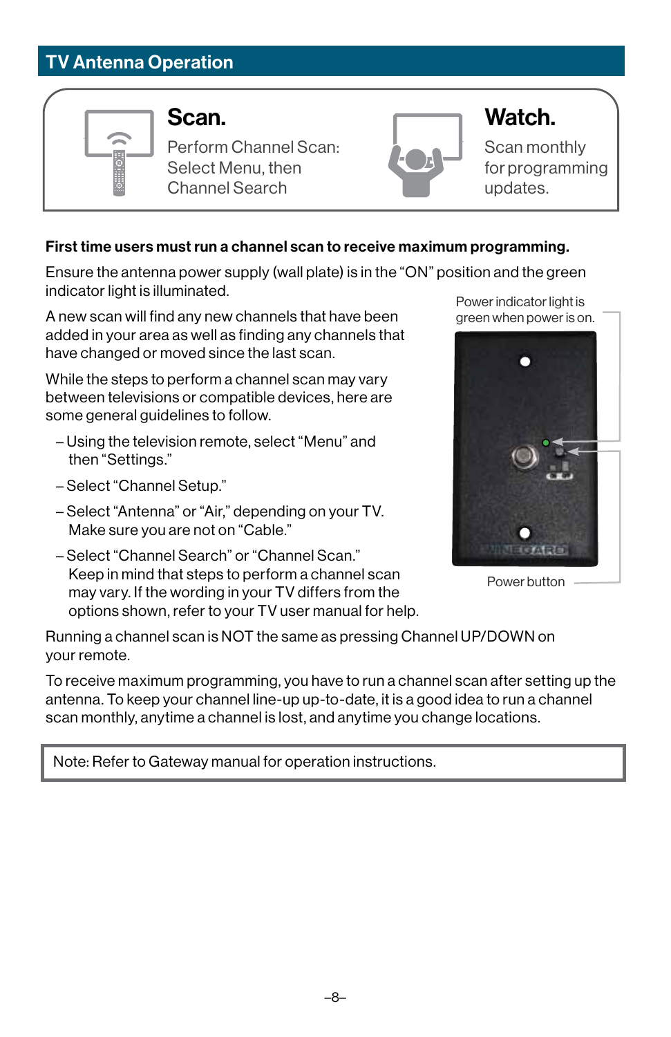## TV Antenna Operation

**Scan.**

Perform Channel Scan: Select Menu, then Channel Search

**Watch.**

Scan monthly for programming updates.

**First time users must run a channel scan to receive maximum programming.**

Ensure the antenna power supply (wall plate) is in the "ON" position and the green indicator light is illuminated.

A new scan will find any new channels that have been added in your area as well as finding any channels that have changed or moved since the last scan.

While the steps to perform a channel scan may vary between televisions or compatible devices, here are some general guidelines to follow.

- Using the television remote, select "Menu" and then "Settings."
- Select "Channel Setup."
- Select "Antenna" or "Air," depending on your TV. Make sure you are not on "Cable."
- Select "Channel Search" or "Channel Scan." Keep in mind that steps to perform a channel scan may vary. If the wording in your TV differs from the options shown, refer to your TV user manual for help.

Power indicator light is green when power is on.

Power button

Running a channel scan is NOT the same as pressing Channel UP/DOWN on your remote.

To receive maximum programming, you have to run a channel scan after setting up the antenna. To keep your channel line-up up-to-date, it is a good idea to run a channel scan monthly, anytime a channel is lost, and anytime you change locations.

Note: Refer to Gateway manual for operation instructions.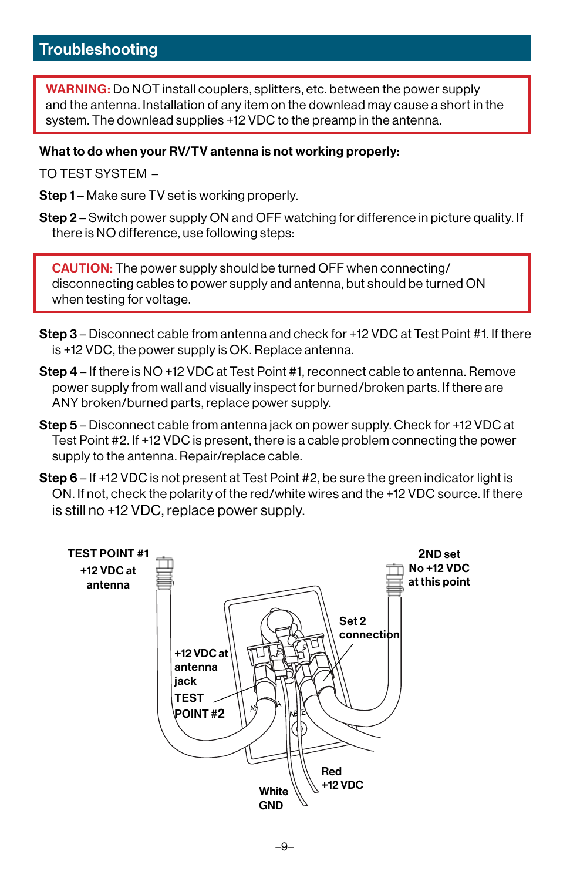## Troubleshooting

**WARNING:** Do NOT install couplers, splitters, etc. between the power supply and the antenna. Installation of any item on the download may cause a short in the system. The download supplies +12 VDC to the preamp in the antenna.

**What to do when your RV/TV antenna is not working properly:**

TO TEST SYSTEM –

**Step 1** – Make sure TV set is working properly.

**Step 2** – Switch power supply ON and OFF watching for difference in picture quality. If there is NO difference, use following steps:

**CAUTION:** The power supply should be turned OFF when connecting/disconnecting cables to power supply and antenna, but should be turned ON when testing for voltage.

**Step 3** – Disconnect cable from antenna and check for +12 VDC at Test Point #1. If there is +12 VDC, the power supply is OK. Replace antenna.

**Step 4** – If there is NO +12 VDC at Test Point #1, reconnect cable to antenna. Remove power supply from wall and visually inspect for burned/broken parts. If there are ANY broken/burned parts, replace power supply.

**Step 5** – Disconnect cable from antenna jack on power supply. Check for +12 VDC at Test Point #2. If +12 VDC is present, there is a cable problem connecting the power supply to the antenna. Repair/replace cable.

**Step 6** – If +12 VDC is not present at Test Point #2, be sure the green indicator light is ON. If not, check the polarity of the red/white wires and the +12 VDC source. If there is still no +12 VDC, replace power supply.

**TEST POINT #1**
**+12 VDC at antenna**

**2ND set**
**No +12 VDC at this point**

**Set 2 connection**

**+12 VDC at antenna jack**
**TEST POINT #2**

**Red +12 VDC**

**White GND**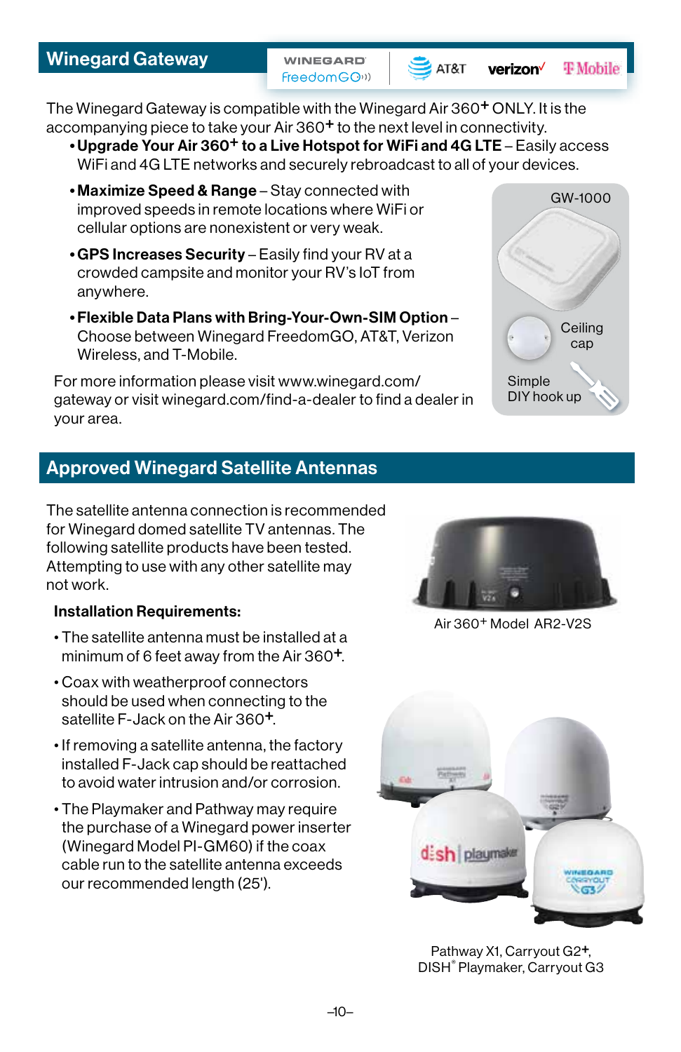## Winegard Gateway

WINEGARD FreedomGO AT&T verizon T-Mobile

The Winegard Gateway is compatible with the Winegard Air 360**+** ONLY. It is the accompanying piece to take your Air 360**+** to the next level in connectivity.

- **Upgrade Your Air 360+ to a Live Hotspot for WiFi and 4G LTE** – Easily access WiFi and 4G LTE networks and securely rebroadcast to all of your devices.
- **Maximize Speed & Range** – Stay connected with improved speeds in remote locations where WiFi or cellular options are nonexistent or very weak.
- **GPS Increases Security** – Easily find your RV at a crowded campsite and monitor your RV's IoT from anywhere.
- **Flexible Data Plans with Bring-Your-Own-SIM Option** – Choose between Winegard FreedomGO, AT&T, Verizon Wireless, and T-Mobile.

For more information please visit www.winegard.com/gateway or visit winegard.com/find-a-dealer to find a dealer in your area.

GW-1000

Ceiling cap

Simple DIY hook up

## Approved Winegard Satellite Antennas

The satellite antenna connection is recommended for Winegard domed satellite TV antennas. The following satellite products have been tested. Attempting to use with any other satellite may not work.

**Installation Requirements:**

- The satellite antenna must be installed at a minimum of 6 feet away from the Air 360**+**.
- Coax with weatherproof connectors should be used when connecting to the satellite F-Jack on the Air 360**+**.
- If removing a satellite antenna, the factory installed F-Jack cap should be reattached to avoid water intrusion and/or corrosion.
- The Playmaker and Pathway may require the purchase of a Winegard power inserter (Winegard Model PI-GM60) if the coax cable run to the satellite antenna exceeds our recommended length (25').

Air 360**+** Model AR2-V2S

Pathway X1, Carryout G2**+**, DISH® Playmaker, Carryout G3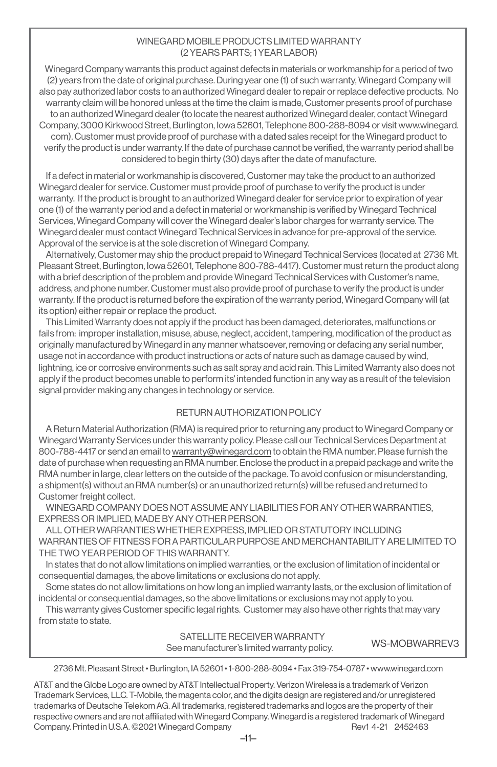## WINEGARD MOBILE PRODUCTS LIMITED WARRANTY
## (2 YEARS PARTS; 1 YEAR LABOR)

Winegard Company warrants this product against defects in materials or workmanship for a period of two (2) years from the date of original purchase. During year one (1) of such warranty, Winegard Company will also pay authorized labor costs to an authorized Winegard dealer to repair or replace defective products. No warranty claim will be honored unless at the time the claim is made, Customer presents proof of purchase to an authorized Winegard dealer (to locate the nearest authorized Winegard dealer, contact Winegard Company, 3000 Kirkwood Street, Burlington, Iowa 52601, Telephone 800-288-8094 or visit www.winegard.com). Customer must provide proof of purchase with a dated sales receipt for the Winegard product to verify the product is under warranty. If the date of purchase cannot be verified, the warranty period shall be considered to begin thirty (30) days after the date of manufacture.

If a defect in material or workmanship is discovered, Customer may take the product to an authorized Winegard dealer for service. Customer must provide proof of purchase to verify the product is under warranty. If the product is brought to an authorized Winegard dealer for service prior to expiration of year one (1) of the warranty period and a defect in material or workmanship is verified by Winegard Technical Services, Winegard Company will cover the Winegard dealer's labor charges for warranty service. The Winegard dealer must contact Winegard Technical Services in advance for pre-approval of the service. Approval of the service is at the sole discretion of Winegard Company.

Alternatively, Customer may ship the product prepaid to Winegard Technical Services (located at 2736 Mt. Pleasant Street, Burlington, Iowa 52601, Telephone 800-788-4417). Customer must return the product along with a brief description of the problem and provide Winegard Technical Services with Customer's name, address, and phone number. Customer must also provide proof of purchase to verify the product is under warranty. If the product is returned before the expiration of the warranty period, Winegard Company will (at its option) either repair or replace the product.

This Limited Warranty does not apply if the product has been damaged, deteriorates, malfunctions or fails from: improper installation, misuse, abuse, neglect, accident, tampering, modification of the product as originally manufactured by Winegard in any manner whatsoever, removing or defacing any serial number, usage not in accordance with product instructions or acts of nature such as damage caused by wind, lightning, ice or corrosive environments such as salt spray and acid rain. This Limited Warranty also does not apply if the product becomes unable to perform its' intended function in any way as a result of the television signal provider making any changes in technology or service.

## RETURN AUTHORIZATION POLICY

A Return Material Authorization (RMA) is required prior to returning any product to Winegard Company or Winegard Warranty Services under this warranty policy. Please call our Technical Services Department at 800-788-4417 or send an email to warranty@winegard.com to obtain the RMA number. Please furnish the date of purchase when requesting an RMA number. Enclose the product in a prepaid package and write the RMA number in large, clear letters on the outside of the package. To avoid confusion or misunderstanding, a shipment(s) without an RMA number(s) or an unauthorized return(s) will be refused and returned to Customer freight collect.

WINEGARD COMPANY DOES NOT ASSUME ANY LIABILITIES FOR ANY OTHER WARRANTIES, EXPRESS OR IMPLIED, MADE BY ANY OTHER PERSON.

ALL OTHER WARRANTIES WHETHER EXPRESS, IMPLIED OR STATUTORY INCLUDING WARRANTIES OF FITNESS FOR A PARTICULAR PURPOSE AND MERCHANTABILITY ARE LIMITED TO THE TWO YEAR PERIOD OF THIS WARRANTY.

In states that do not allow limitations on implied warranties, or the exclusion of limitation of incidental or consequential damages, the above limitations or exclusions do not apply.

Some states do not allow limitations on how long an implied warranty lasts, or the exclusion of limitation of incidental or consequential damages, so the above limitations or exclusions may not apply to you.

This warranty gives Customer specific legal rights. Customer may also have other rights that may vary from state to state.

SATELLITE RECEIVER WARRANTY
See manufacturer's limited warranty policy.

WS-MOBWARREV3

2736 Mt. Pleasant Street • Burlington, IA 52601 • 1-800-288-8094 • Fax 319-754-0787 • www.winegard.com

AT&T and the Globe Logo are owned by AT&T Intellectual Property. Verizon Wireless is a trademark of Verizon Trademark Services, LLC. T-Mobile, the magenta color, and the digits design are registered and/or unregistered trademarks of Deutsche Telekom AG. All trademarks, registered trademarks and logos are the property of their respective owners and are not affiliated with Winegard Company. Winegard is a registered trademark of Winegard Company. Printed in U.S.A. ©2021 Winegard Company Rev1 4-21 2452463